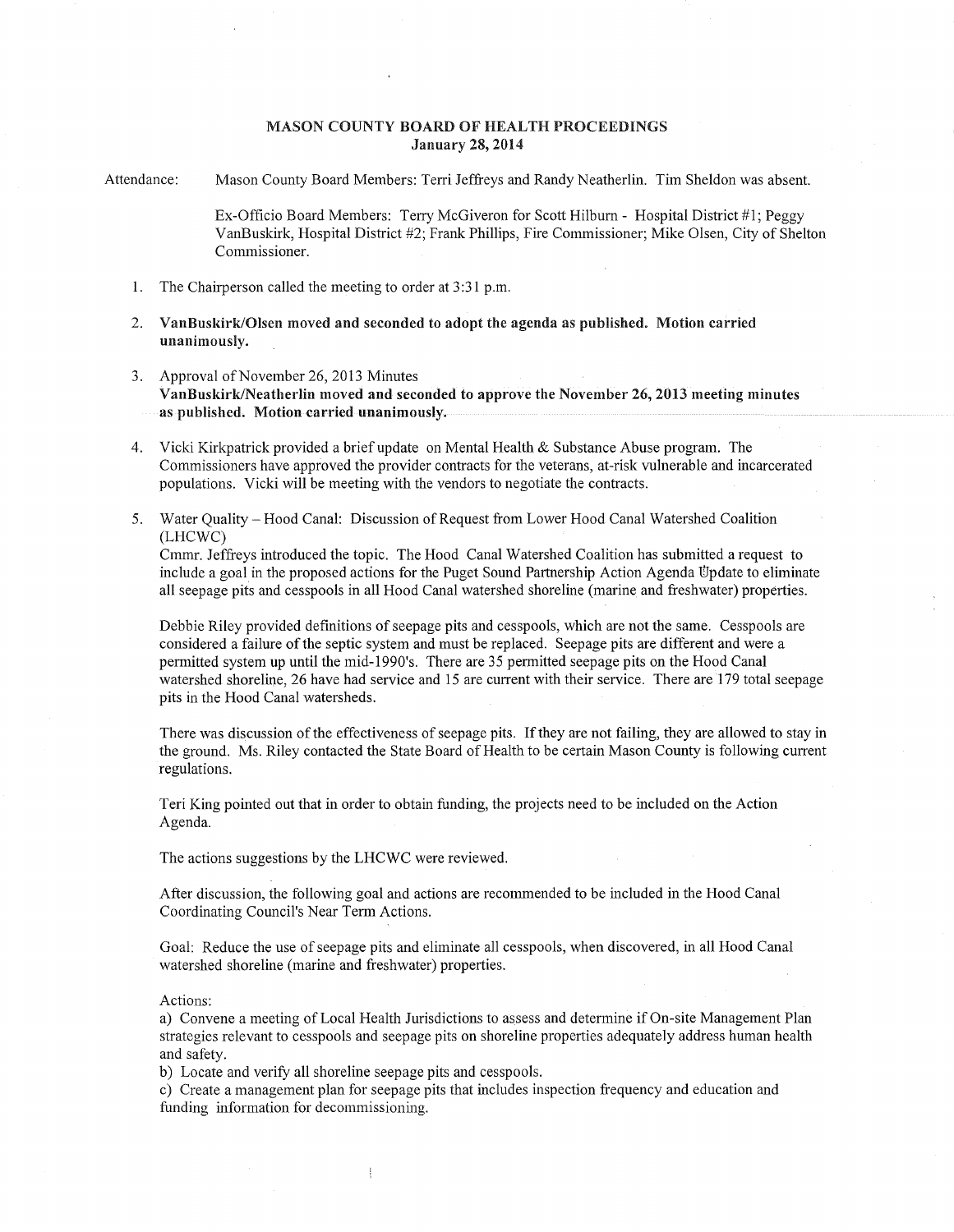# MASON COUNTY BOARD OF HEALTH PROCEEDINGS
## January 28, 2014

Attendance: Mason County Board Members: Terri Jeffreys and Randy Neatherlin. Tim Sheldon was absent.

Ex-Officio Board Members: Terry McGiveron for Scott Hilburn - Hospital District #1; Peggy VanBuskirk, Hospital District #2; Frank Phillips, Fire Commissioner; Mike Olsen, City of Shelton Commissioner.

1. The Chairperson called the meeting to order at 3:31 p.m.

2. **VanBuskirk/Olsen moved and seconded to adopt the agenda as published. Motion carried unanimously.**

3. Approval of November 26, 2013 Minutes
   **VanBuskirk/Neatherlin moved and seconded to approve the November 26, 2013 meeting minutes as published. Motion carried unanimously.**

4. Vicki Kirkpatrick provided a brief update on Mental Health & Substance Abuse program. The Commissioners have approved the provider contracts for the veterans, at-risk vulnerable and incarcerated populations. Vicki will be meeting with the vendors to negotiate the contracts.

5. Water Quality – Hood Canal: Discussion of Request from Lower Hood Canal Watershed Coalition (LHCWC)
   Cmmr. Jeffreys introduced the topic. The Hood Canal Watershed Coalition has submitted a request to include a goal in the proposed actions for the Puget Sound Partnership Action Agenda Update to eliminate all seepage pits and cesspools in all Hood Canal watershed shoreline (marine and freshwater) properties.

   Debbie Riley provided definitions of seepage pits and cesspools, which are not the same. Cesspools are considered a failure of the septic system and must be replaced. Seepage pits are different and were a permitted system up until the mid-1990's. There are 35 permitted seepage pits on the Hood Canal watershed shoreline, 26 have had service and 15 are current with their service. There are 179 total seepage pits in the Hood Canal watersheds.

   There was discussion of the effectiveness of seepage pits. If they are not failing, they are allowed to stay in the ground. Ms. Riley contacted the State Board of Health to be certain Mason County is following current regulations.

   Teri King pointed out that in order to obtain funding, the projects need to be included on the Action Agenda.

   The actions suggestions by the LHCWC were reviewed.

   After discussion, the following goal and actions are recommended to be included in the Hood Canal Coordinating Council's Near Term Actions.

   Goal: Reduce the use of seepage pits and eliminate all cesspools, when discovered, in all Hood Canal watershed shoreline (marine and freshwater) properties.

   Actions:
   a) Convene a meeting of Local Health Jurisdictions to assess and determine if On-site Management Plan strategies relevant to cesspools and seepage pits on shoreline properties adequately address human health and safety.
   b) Locate and verify all shoreline seepage pits and cesspools.
   c) Create a management plan for seepage pits that includes inspection frequency and education and funding information for decommissioning.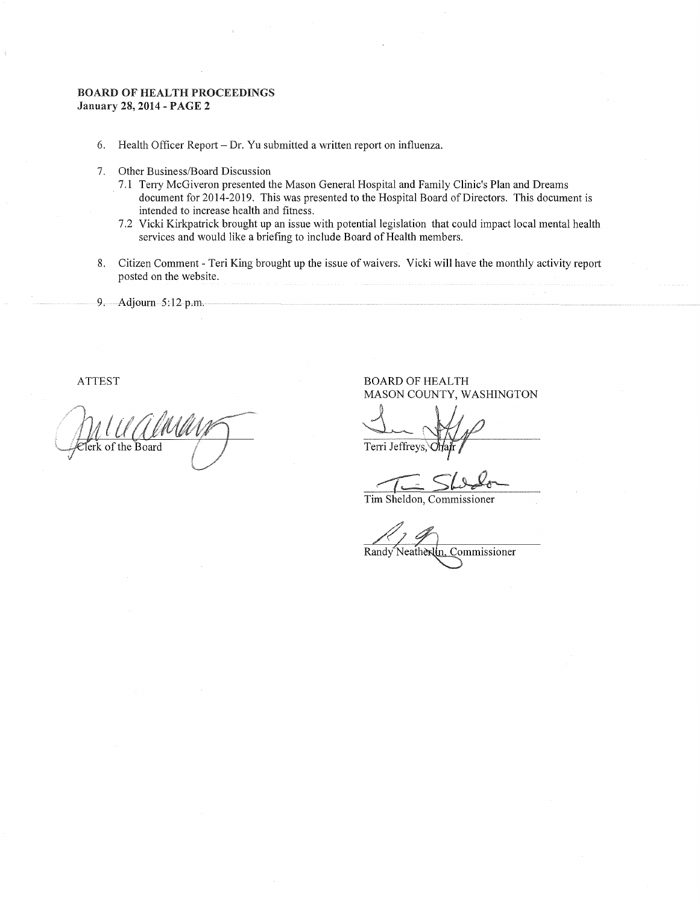**BOARD OF HEALTH PROCEEDINGS**
**January 28, 2014 - PAGE 2**

6. Health Officer Report – Dr. Yu submitted a written report on influenza.

7. Other Business/Board Discussion
   7.1 Terry McGiveron presented the Mason General Hospital and Family Clinic's Plan and Dreams document for 2014-2019. This was presented to the Hospital Board of Directors. This document is intended to increase health and fitness.
   7.2 Vicki Kirkpatrick brought up an issue with potential legislation that could impact local mental health services and would like a briefing to include Board of Health members.

8. Citizen Comment - Teri King brought up the issue of waivers. Vicki will have the monthly activity report posted on the website.

9. Adjourn 5:12 p.m.

ATTEST

Clerk of the Board

BOARD OF HEALTH
MASON COUNTY, WASHINGTON

Terri Jeffreys, Chair

Tim Sheldon, Commissioner

Randy Neatherlin, Commissioner